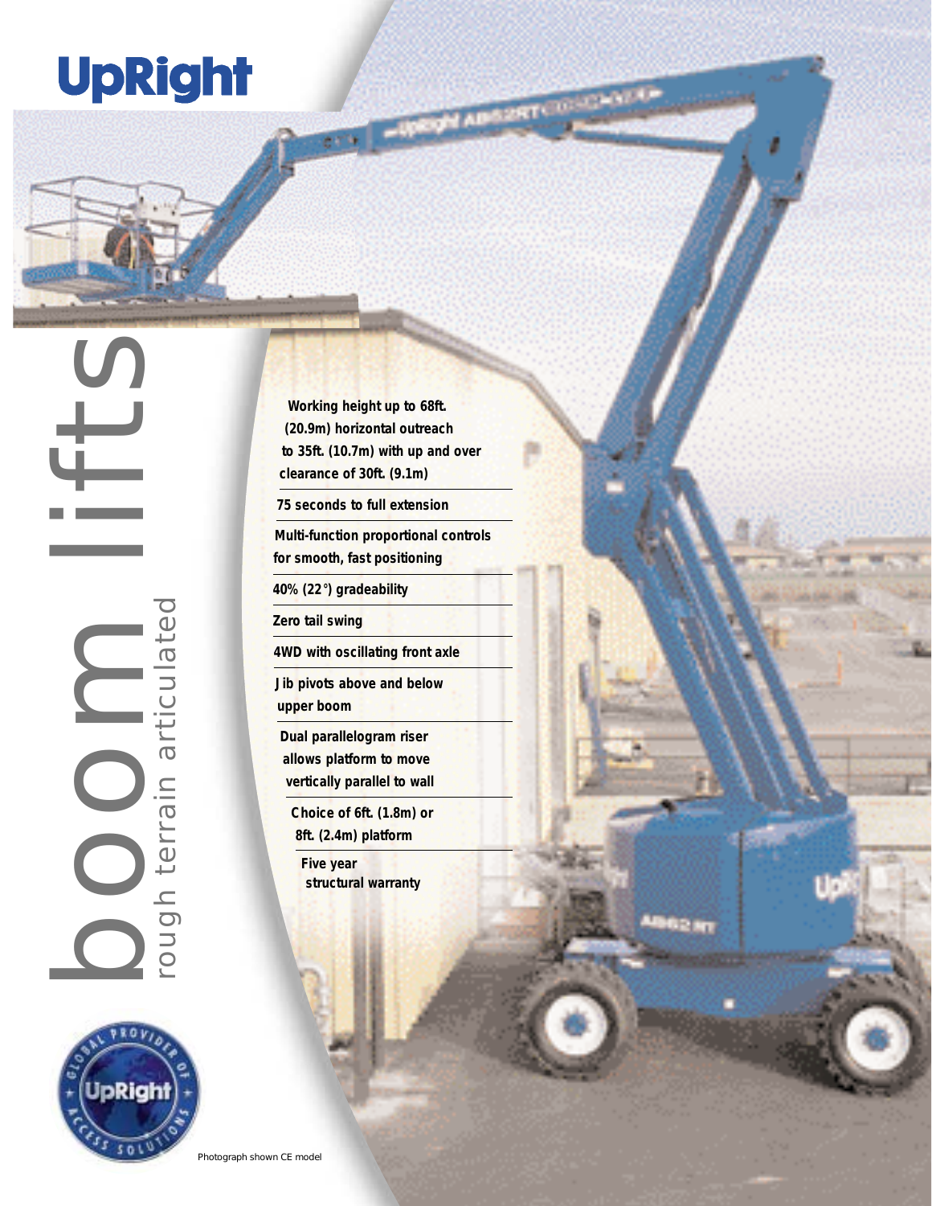# UpRight

# boom lifts

## rough terrain articulated

- Working height up to 68ft. (20.9m) horizontal outreach to 35ft. (10.7m) with up and over clearance of 30ft. (9.1m)
- 75 seconds to full extension
- Multi-function proportional controls for smooth, fast positioning
- 40% (22°) gradeability
- Zero tail swing
- 4WD with oscillating front axle
- Jib pivots above and below upper boom
- Dual parallelogram riser allows platform to move vertically parallel to wall
- Choice of 6ft. (1.8m) or 8ft. (2.4m) platform
- Five year structural warranty

Global Provider of Access Solutions — UpRight

Photograph shown CE model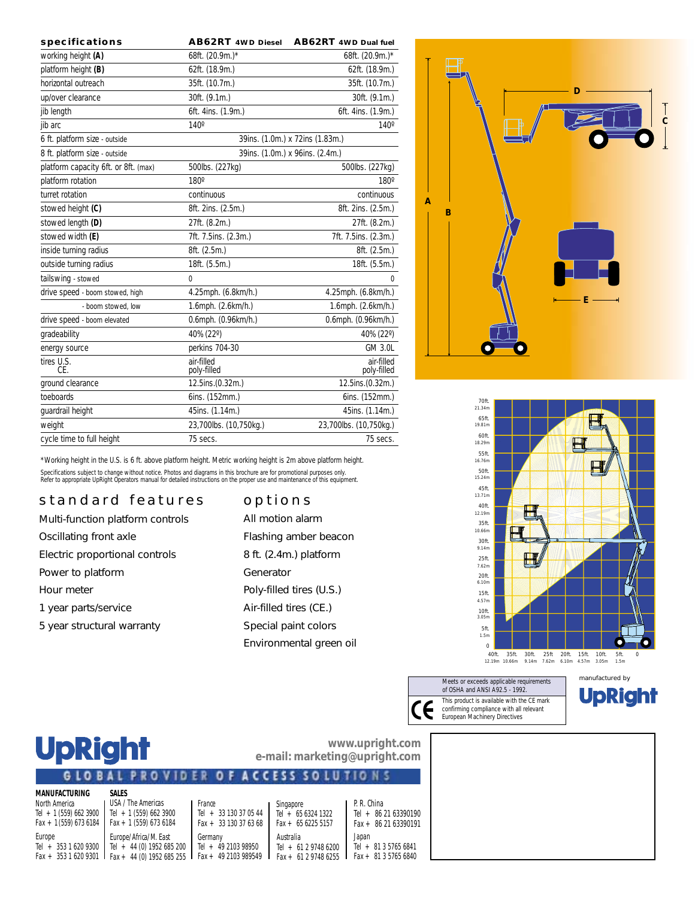| specifications | AB62RT 4WD Diesel | AB62RT 4WD Dual fuel |
|---|---|---|
| working height **(A)** | 68ft. (20.9m.)* | 68ft. (20.9m.)* |
| platform height **(B)** | 62ft. (18.9m.) | 62ft. (18.9m.) |
| horizontal outreach | 35ft. (10.7m.) | 35ft. (10.7m.) |
| up/over clearance | 30ft. (9.1m.) | 30ft. (9.1m.) |
| jib length | 6ft. 4ins. (1.9m.) | 6ft. 4ins. (1.9m.) |
| jib arc | 140º | 140º |
| 6 ft. platform size - outside | 39ins. (1.0m.) x 72ins (1.83m.) | |
| 8 ft. platform size - outside | 39ins. (1.0m.) x 96ins. (2.4m.) | |
| platform capacity 6ft. or 8ft. (max) | 500lbs. (227kg) | 500lbs. (227kg) |
| platform rotation | 180º | 180º |
| turret rotation | continuous | continuous |
| stowed height **(C)** | 8ft. 2ins. (2.5m.) | 8ft. 2ins. (2.5m.) |
| stowed length **(D)** | 27ft. (8.2m.) | 27ft. (8.2m.) |
| stowed width **(E)** | 7ft. 7.5ins. (2.3m.) | 7ft. 7.5ins. (2.3m.) |
| inside turning radius | 8ft. (2.5m.) | 8ft. (2.5m.) |
| outside turning radius | 18ft. (5.5m.) | 18ft. (5.5m.) |
| tailswing - stowed | 0 | 0 |
| drive speed - boom stowed, high | 4.25mph. (6.8km/h.) | 4.25mph. (6.8km/h.) |
| - boom stowed, low | 1.6mph. (2.6km/h.) | 1.6mph. (2.6km/h.) |
| drive speed - boom elevated | 0.6mph. (0.96km/h.) | 0.6mph. (0.96km/h.) |
| gradeability | 40% (22º) | 40% (22º) |
| energy source | perkins 704-30 | GM 3.0L |
| tires U.S. / CE. | air-filled / poly-filled | air-filled / poly-filled |
| ground clearance | 12.5ins.(0.32m.) | 12.5ins.(0.32m.) |
| toeboards | 6ins. (152mm.) | 6ins. (152mm.) |
| guardrail height | 45ins. (1.14m.) | 45ins. (1.14m.) |
| weight | 23,700lbs. (10,750kg.) | 23,700lbs. (10,750kg.) |
| cycle time to full height | 75 secs. | 75 secs. |

*Working height in the U.S. is 6 ft. above platform height. Metric working height is 2m above platform height.

Specifications subject to change without notice. Photos and diagrams in this brochure are for promotional purposes only.
Refer to appropriate UpRight Operators manual for detailed instructions on the proper use and maintenance of this equipment.

## standard features

- Multi-function platform controls
- Oscillating front axle
- Electric proportional controls
- Power to platform
- Hour meter
- 1 year parts/service
- 5 year structural warranty

## options

- All motion alarm
- Flashing amber beacon
- 8 ft. (2.4m.) platform
- Generator
- Poly-filled tires (U.S.)
- Air-filled tires (CE.)
- Special paint colors
- Environmental green oil

A B C D E

70ft. 21.34m
65ft. 19.81m
60ft. 18.29m
55ft. 16.76m
50ft. 15.24m
45ft. 13.71m
40ft. 12.19m
35ft. 10.66m
30ft. 9.14m
25ft. 7.62m
20ft. 6.10m
15ft. 4.57m
10ft. 3.05m
5ft. 1.5m
0

40ft. 12.19m
35ft. 10.66m
30ft. 9.14m
25ft 7.62m
20ft. 6.10m
15ft. 4.57m
10ft. 3.05m
5ft. 1.5m
0

Meets or exceeds applicable requirements of OSHA and ANSI A92.5 - 1992.

This product is available with the CE mark confirming compliance with all relevant European Machinery Directives

manufactured by UpRight

# UpRight

www.upright.com
e-mail: marketing@upright.com

GLOBAL PROVIDER OF ACCESS SOLUTIONS

**MANUFACTURING**

North America
Tel + 1 (559) 662 3900
Fax + 1 (559) 673 6184

Europe
Tel + 353 1 620 9300
Fax + 353 1 620 9301

**SALES**

USA / The Americas
Tel + 1 (559) 662 3900
Fax + 1 (559) 673 6184

Europe/ Africa/ M. East
Tel + 44 (0) 1952 685 200
Fax + 44 (0) 1952 685 255

France
Tel + 33 130 37 05 44
Fax + 33 130 37 63 68

Germany
Tel + 49 2103 98950
Fax + 49 2103 989549

Singapore
Tel + 65 6324 1322
Fax + 65 6225 5157

Australia
Tel + 61 2 9748 6200
Fax + 61 2 9748 6255

P. R. China
Tel + 86 21 63390190
Fax + 86 21 63390191

Japan
Tel + 81 3 5765 6841
Fax + 81 3 5765 6840